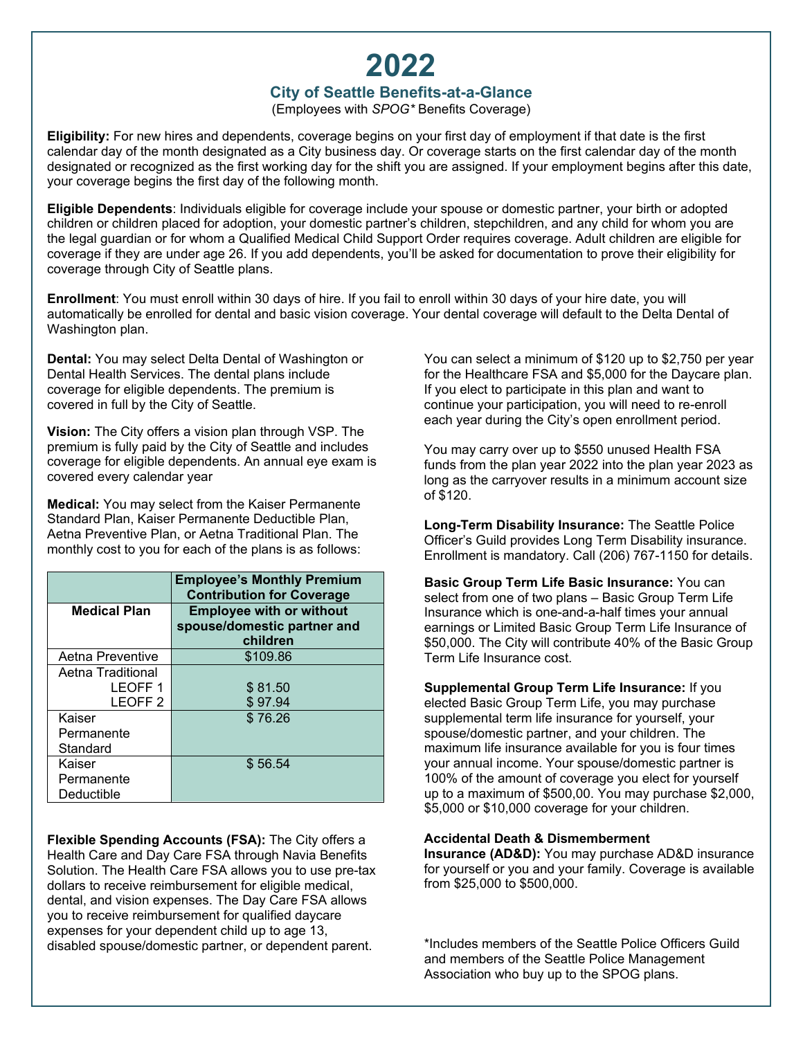# 2022

## City of Seattle Benefits-at-a-Glance

(Employees with *SPOG\** Benefits Coverage)

**Eligibility:** For new hires and dependents, coverage begins on your first day of employment if that date is the first calendar day of the month designated as a City business day. Or coverage starts on the first calendar day of the month designated or recognized as the first working day for the shift you are assigned. If your employment begins after this date, your coverage begins the first day of the following month.

**Eligible Dependents**: Individuals eligible for coverage include your spouse or domestic partner, your birth or adopted children or children placed for adoption, your domestic partner's children, stepchildren, and any child for whom you are the legal guardian or for whom a Qualified Medical Child Support Order requires coverage. Adult children are eligible for coverage if they are under age 26. If you add dependents, you'll be asked for documentation to prove their eligibility for coverage through City of Seattle plans.

**Enrollment**: You must enroll within 30 days of hire. If you fail to enroll within 30 days of your hire date, you will automatically be enrolled for dental and basic vision coverage. Your dental coverage will default to the Delta Dental of Washington plan.

**Dental:** You may select Delta Dental of Washington or Dental Health Services. The dental plans include coverage for eligible dependents. The premium is covered in full by the City of Seattle.

**Vision:** The City offers a vision plan through VSP. The premium is fully paid by the City of Seattle and includes coverage for eligible dependents. An annual eye exam is covered every calendar year

**Medical:** You may select from the Kaiser Permanente Standard Plan, Kaiser Permanente Deductible Plan, Aetna Preventive Plan, or Aetna Traditional Plan. The monthly cost to you for each of the plans is as follows:

| | Employee's Monthly Premium Contribution for Coverage |
|---|---|
| **Medical Plan** | **Employee with or without spouse/domestic partner and children** |
| Aetna Preventive | $109.86 |
| Aetna Traditional LEOFF 1 | $ 81.50 |
| Aetna Traditional LEOFF 2 | $ 97.94 |
| Kaiser Permanente Standard | $ 76.26 |
| Kaiser Permanente Deductible | $ 56.54 |

**Flexible Spending Accounts (FSA):** The City offers a Health Care and Day Care FSA through Navia Benefits Solution. The Health Care FSA allows you to use pre-tax dollars to receive reimbursement for eligible medical, dental, and vision expenses. The Day Care FSA allows you to receive reimbursement for qualified daycare expenses for your dependent child up to age 13, disabled spouse/domestic partner, or dependent parent.

You can select a minimum of $120 up to $2,750 per year for the Healthcare FSA and $5,000 for the Daycare plan. If you elect to participate in this plan and want to continue your participation, you will need to re-enroll each year during the City's open enrollment period.

You may carry over up to $550 unused Health FSA funds from the plan year 2022 into the plan year 2023 as long as the carryover results in a minimum account size of $120.

**Long-Term Disability Insurance:** The Seattle Police Officer's Guild provides Long Term Disability insurance. Enrollment is mandatory. Call (206) 767-1150 for details.

**Basic Group Term Life Basic Insurance:** You can select from one of two plans – Basic Group Term Life Insurance which is one-and-a-half times your annual earnings or Limited Basic Group Term Life Insurance of $50,000. The City will contribute 40% of the Basic Group Term Life Insurance cost.

**Supplemental Group Term Life Insurance:** If you elected Basic Group Term Life, you may purchase supplemental term life insurance for yourself, your spouse/domestic partner, and your children. The maximum life insurance available for you is four times your annual income. Your spouse/domestic partner is 100% of the amount of coverage you elect for yourself up to a maximum of $500,00. You may purchase $2,000, $5,000 or $10,000 coverage for your children.

**Accidental Death & Dismemberment Insurance (AD&D):** You may purchase AD&D insurance for yourself or you and your family. Coverage is available from $25,000 to $500,000.

*Includes members of the Seattle Police Officers Guild and members of the Seattle Police Management Association who buy up to the SPOG plans.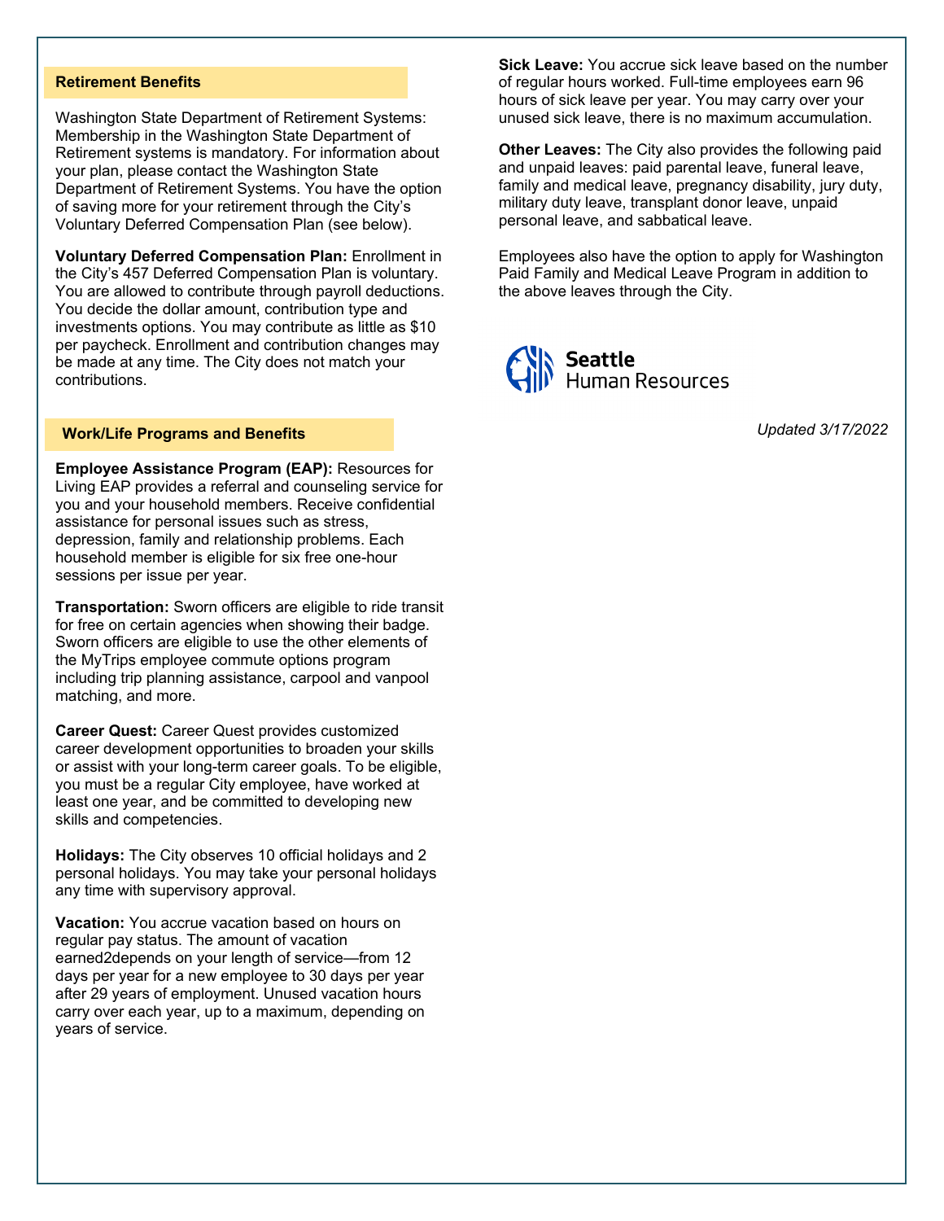## Retirement Benefits

Washington State Department of Retirement Systems: Membership in the Washington State Department of Retirement systems is mandatory. For information about your plan, please contact the Washington State Department of Retirement Systems. You have the option of saving more for your retirement through the City's Voluntary Deferred Compensation Plan (see below).

**Voluntary Deferred Compensation Plan:** Enrollment in the City's 457 Deferred Compensation Plan is voluntary. You are allowed to contribute through payroll deductions. You decide the dollar amount, contribution type and investments options. You may contribute as little as $10 per paycheck. Enrollment and contribution changes may be made at any time. The City does not match your contributions.

## Work/Life Programs and Benefits

**Employee Assistance Program (EAP):** Resources for Living EAP provides a referral and counseling service for you and your household members. Receive confidential assistance for personal issues such as stress, depression, family and relationship problems. Each household member is eligible for six free one-hour sessions per issue per year.

**Transportation:** Sworn officers are eligible to ride transit for free on certain agencies when showing their badge. Sworn officers are eligible to use the other elements of the MyTrips employee commute options program including trip planning assistance, carpool and vanpool matching, and more.

**Career Quest:** Career Quest provides customized career development opportunities to broaden your skills or assist with your long-term career goals. To be eligible, you must be a regular City employee, have worked at least one year, and be committed to developing new skills and competencies.

**Holidays:** The City observes 10 official holidays and 2 personal holidays. You may take your personal holidays any time with supervisory approval.

**Vacation:** You accrue vacation based on hours on regular pay status. The amount of vacation earned2depends on your length of service—from 12 days per year for a new employee to 30 days per year after 29 years of employment. Unused vacation hours carry over each year, up to a maximum, depending on years of service.

**Sick Leave:** You accrue sick leave based on the number of regular hours worked. Full-time employees earn 96 hours of sick leave per year. You may carry over your unused sick leave, there is no maximum accumulation.

**Other Leaves:** The City also provides the following paid and unpaid leaves: paid parental leave, funeral leave, family and medical leave, pregnancy disability, jury duty, military duty leave, transplant donor leave, unpaid personal leave, and sabbatical leave.

Employees also have the option to apply for Washington Paid Family and Medical Leave Program in addition to the above leaves through the City.

Seattle Human Resources

*Updated 3/17/2022*